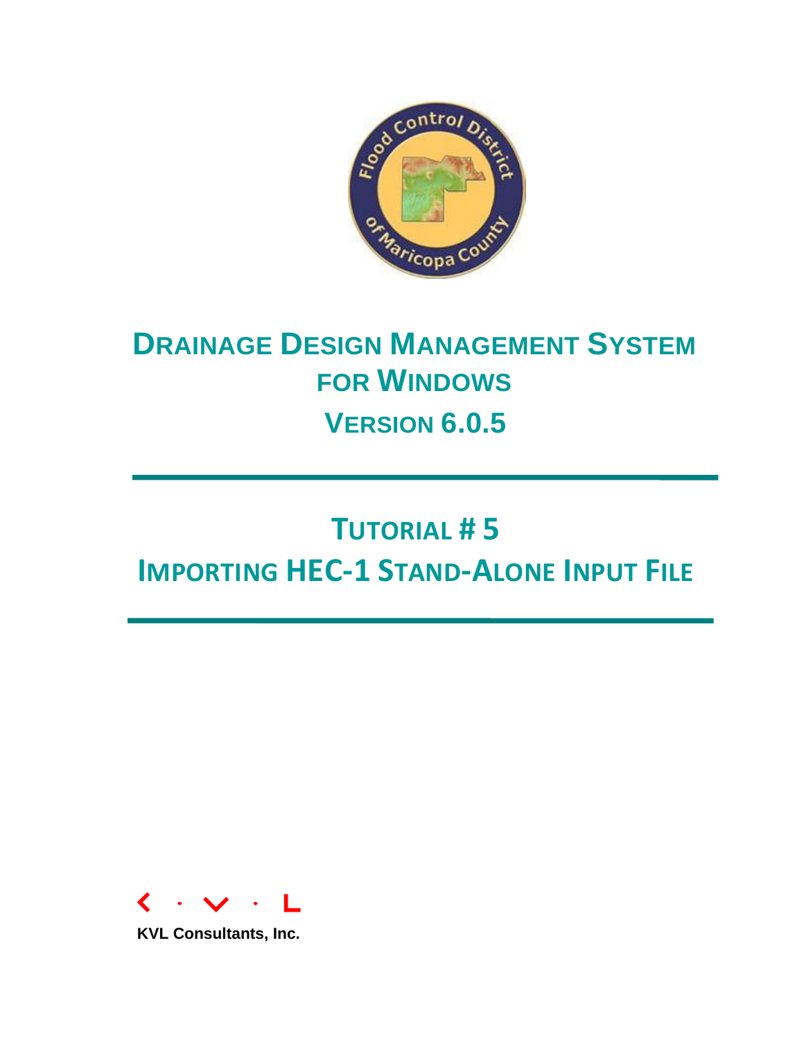# DRAINAGE DESIGN MANAGEMENT SYSTEM FOR WINDOWS

## VERSION 6.0.5

# TUTORIAL # 5

# IMPORTING HEC-1 STAND-ALONE INPUT FILE

**KVL Consultants, Inc.**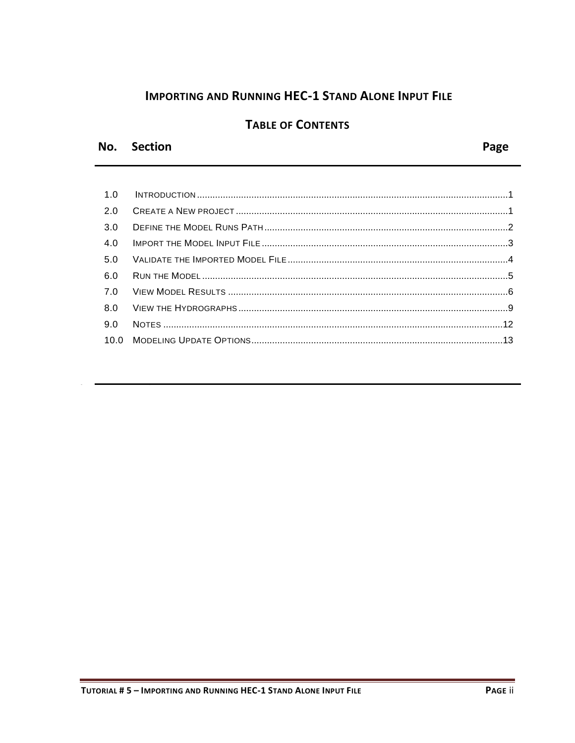# Importing and Running HEC-1 Stand Alone Input File

## Table of Contents

| No. | Section | Page |
|---|---|---|
| 1.0 | Introduction | 1 |
| 2.0 | Create a New project | 1 |
| 3.0 | Define the Model Runs Path | 2 |
| 4.0 | Import the Model Input File | 3 |
| 5.0 | Validate the Imported Model File | 4 |
| 6.0 | Run the Model | 5 |
| 7.0 | View Model Results | 6 |
| 8.0 | View the Hydrographs | 9 |
| 9.0 | Notes | 12 |
| 10.0 | Modeling Update Options | 13 |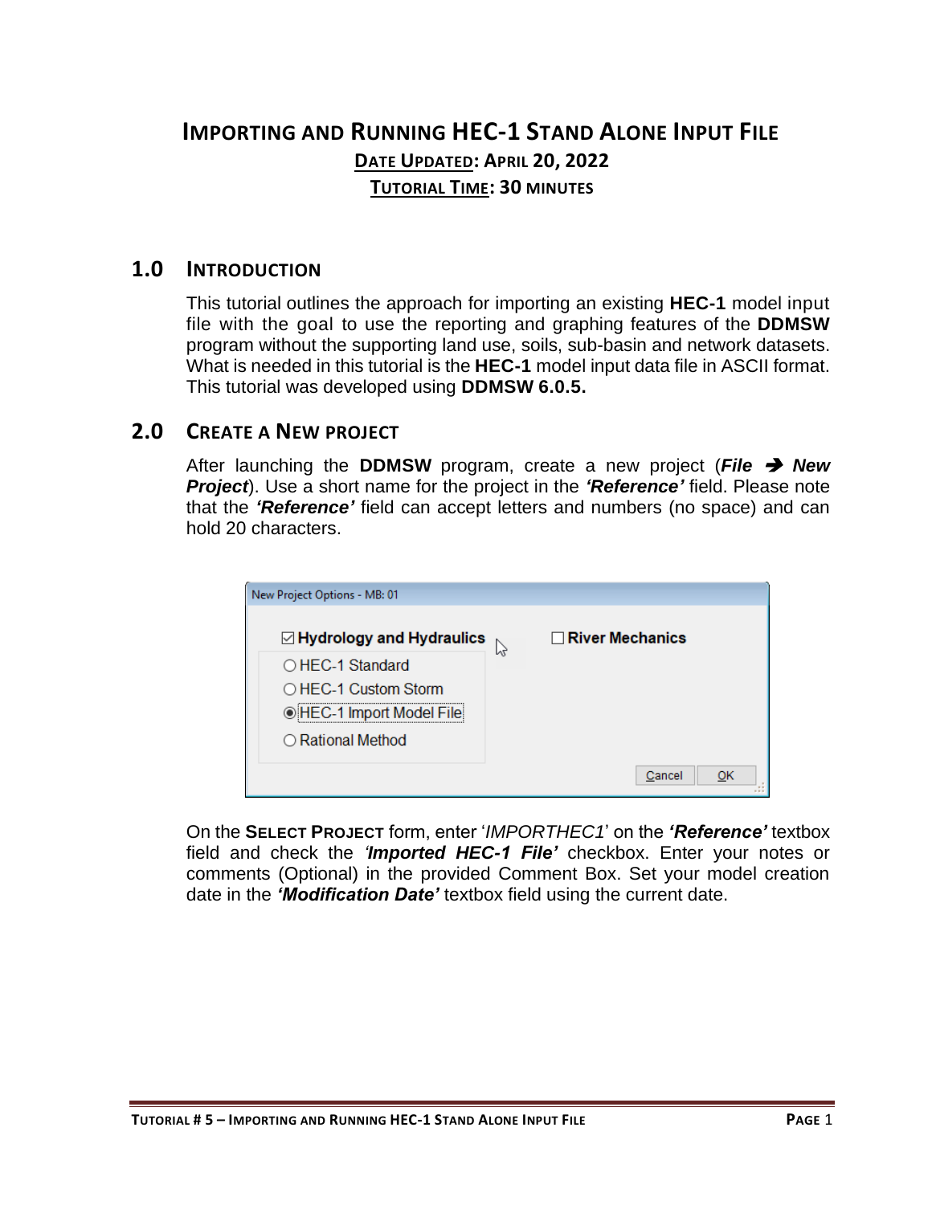# IMPORTING AND RUNNING HEC-1 STAND ALONE INPUT FILE

**DATE UPDATED: APRIL 20, 2022**

**TUTORIAL TIME: 30 MINUTES**

## 1.0 INTRODUCTION

This tutorial outlines the approach for importing an existing **HEC-1** model input file with the goal to use the reporting and graphing features of the **DDMSW** program without the supporting land use, soils, sub-basin and network datasets. What is needed in this tutorial is the **HEC-1** model input data file in ASCII format. This tutorial was developed using **DDMSW 6.0.5.**

## 2.0 CREATE A NEW PROJECT

After launching the **DDMSW** program, create a new project (***File → New Project***). Use a short name for the project in the ***'Reference'*** field. Please note that the ***'Reference'*** field can accept letters and numbers (no space) and can hold 20 characters.

On the **SELECT PROJECT** form, enter '*IMPORTHEC1*' on the ***'Reference'*** textbox field and check the ***'Imported HEC-1 File'*** checkbox. Enter your notes or comments (Optional) in the provided Comment Box. Set your model creation date in the ***'Modification Date'*** textbox field using the current date.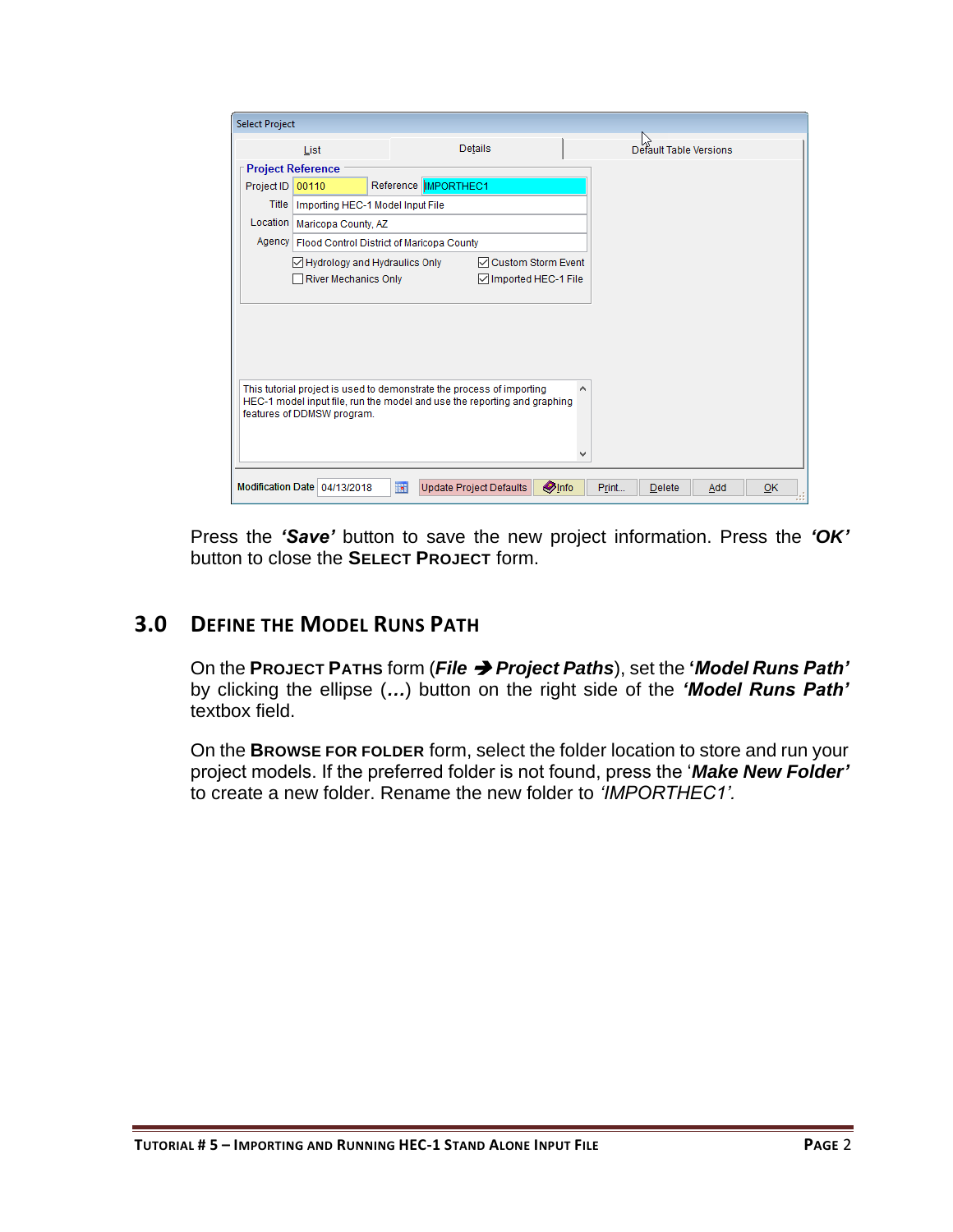Press the ***'Save'*** button to save the new project information. Press the ***'OK'*** button to close the **SELECT PROJECT** form.

## 3.0 DEFINE THE MODEL RUNS PATH

On the **PROJECT PATHS** form (***File ➔ Project Paths***), set the '***Model Runs Path'*** by clicking the ellipse (***…***) button on the right side of the ***'Model Runs Path'*** textbox field.

On the **BROWSE FOR FOLDER** form, select the folder location to store and run your project models. If the preferred folder is not found, press the '***Make New Folder'*** to create a new folder. Rename the new folder to *'IMPORTHEC1'.*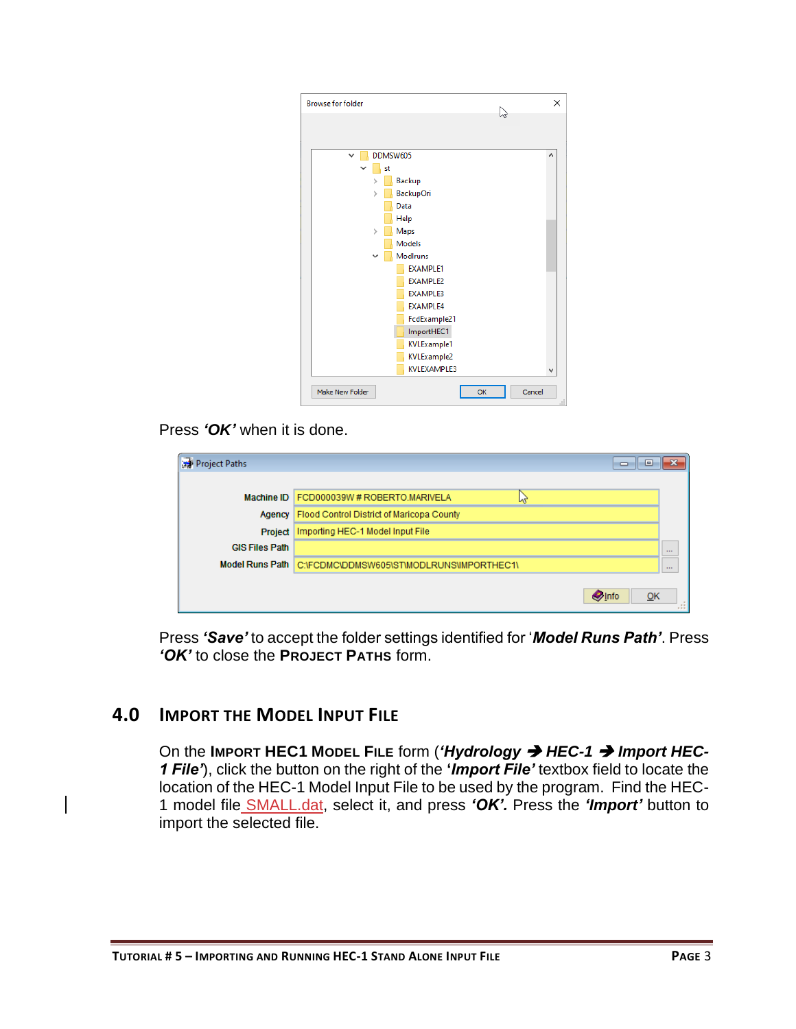Press ***'OK'*** when it is done.

Press ***'Save'*** to accept the folder settings identified for '***Model Runs Path'***. Press ***'OK'*** to close the **PROJECT PATHS** form.

## 4.0 IMPORT THE MODEL INPUT FILE

On the **IMPORT HEC1 MODEL FILE** form (***'Hydrology ➔ HEC-1 ➔ Import HEC-1 File'***), click the button on the right of the ***'Import File'*** textbox field to locate the location of the HEC-1 Model Input File to be used by the program. Find the HEC-1 model file SMALL.dat, select it, and press ***'OK'.*** Press the ***'Import'*** button to import the selected file.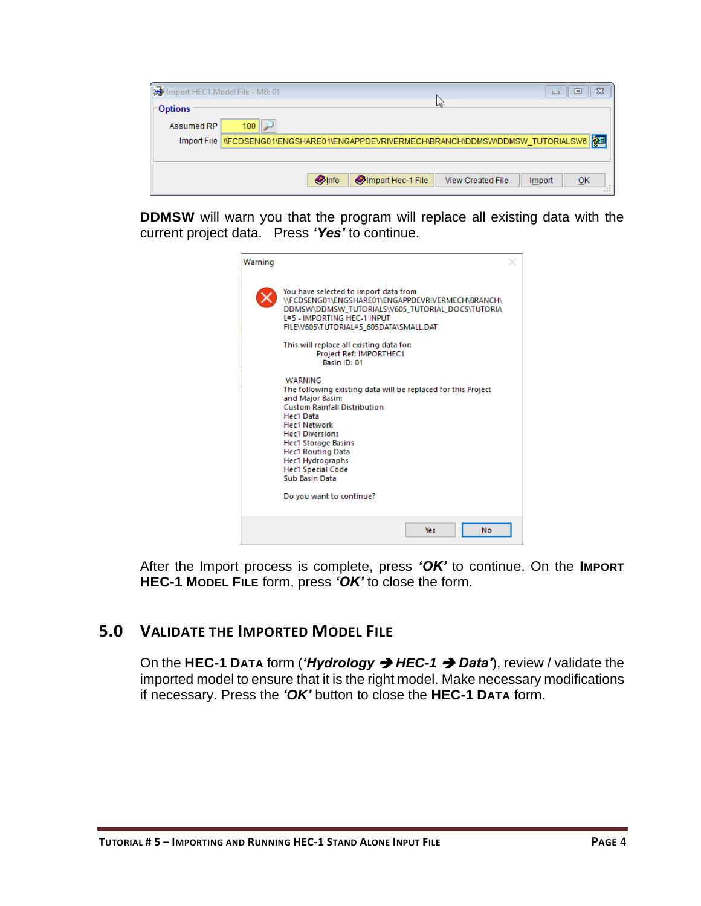**DDMSW** will warn you that the program will replace all existing data with the current project data. Press ***'Yes'*** to continue.

After the Import process is complete, press ***'OK'*** to continue. On the **IMPORT HEC-1 MODEL FILE** form, press ***'OK'*** to close the form.

## 5.0 VALIDATE THE IMPORTED MODEL FILE

On the **HEC-1 DATA** form (***'Hydrology → HEC-1 → Data'***), review / validate the imported model to ensure that it is the right model. Make necessary modifications if necessary. Press the ***'OK'*** button to close the **HEC-1 DATA** form.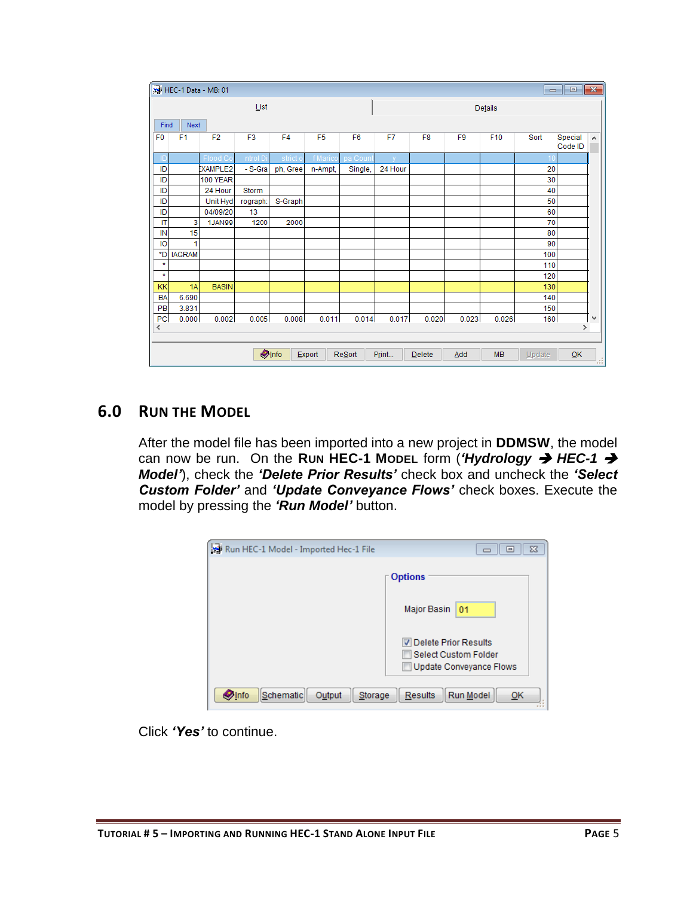| F0 | F1 | F2 | F3 | F4 | F5 | F6 | F7 | F8 | F9 | F10 | Sort | Special Code ID |
|---|---|---|---|---|---|---|---|---|---|---|---|---|
| ID | | Flood Co | ntrol Di | strict o | f Marico | pa Count | y | | | | 10 | |
| ID | | EXAMPLE2 | - S-Gra | ph, Gree | n-Ampt, | Single, | 24 Hour | | | | 20 | |
| ID | | 100 YEAR | | | | | | | | | 30 | |
| ID | | 24 Hour | Storm | | | | | | | | 40 | |
| ID | | Unit Hyd | rograph: | S-Graph | | | | | | | 50 | |
| ID | | 04/09/20 | 13 | | | | | | | | 60 | |
| IT | 3 | 1JAN99 | 1200 | 2000 | | | | | | | 70 | |
| IN | 15 | | | | | | | | | | 80 | |
| IO | 1 | | | | | | | | | | 90 | |
| *D | IAGRAM | | | | | | | | | | 100 | |
| * | | | | | | | | | | | 110 | |
| * | | | | | | | | | | | 120 | |
| KK | 1A | BASIN | | | | | | | | | 130 | |
| BA | 6.690 | | | | | | | | | | 140 | |
| PB | 3.831 | | | | | | | | | | 150 | |
| PC | 0.000 | 0.002 | 0.005 | 0.008 | 0.011 | 0.014 | 0.017 | 0.020 | 0.023 | 0.026 | 160 | |

## 6.0 RUN THE MODEL

After the model file has been imported into a new project in **DDMSW**, the model can now be run. On the **RUN HEC-1 MODEL** form (***'Hydrology → HEC-1 → Model'***), check the ***'Delete Prior Results'*** check box and uncheck the ***'Select Custom Folder'*** and ***'Update Conveyance Flows'*** check boxes. Execute the model by pressing the ***'Run Model'*** button.

Click ***'Yes'*** to continue.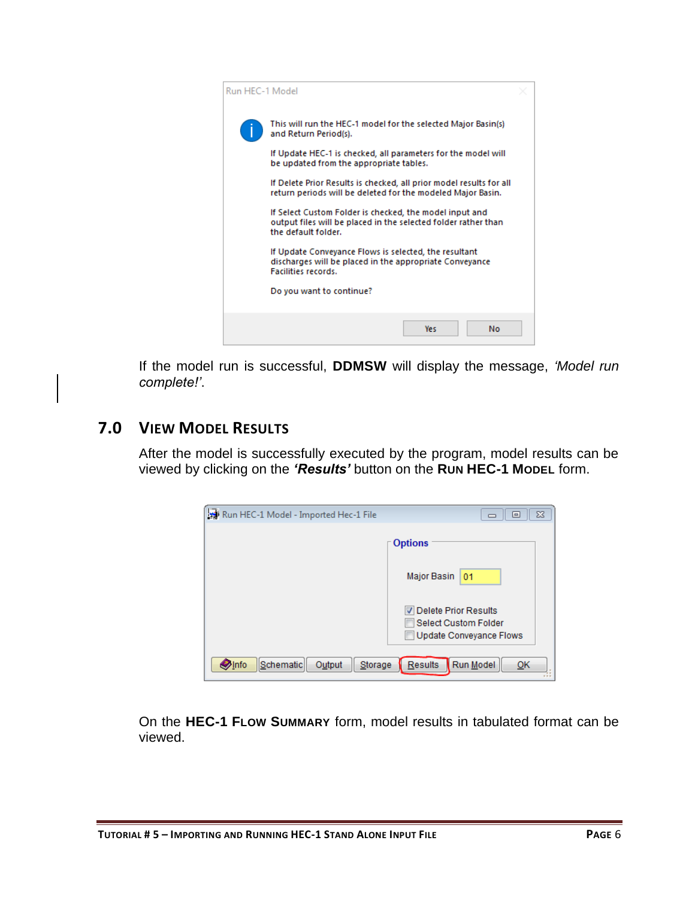If the model run is successful, **DDMSW** will display the message, *'Model run complete!'*.

## 7.0 VIEW MODEL RESULTS

After the model is successfully executed by the program, model results can be viewed by clicking on the ***'Results'*** button on the **RUN HEC-1 MODEL** form.

On the **HEC-1 FLOW SUMMARY** form, model results in tabulated format can be viewed.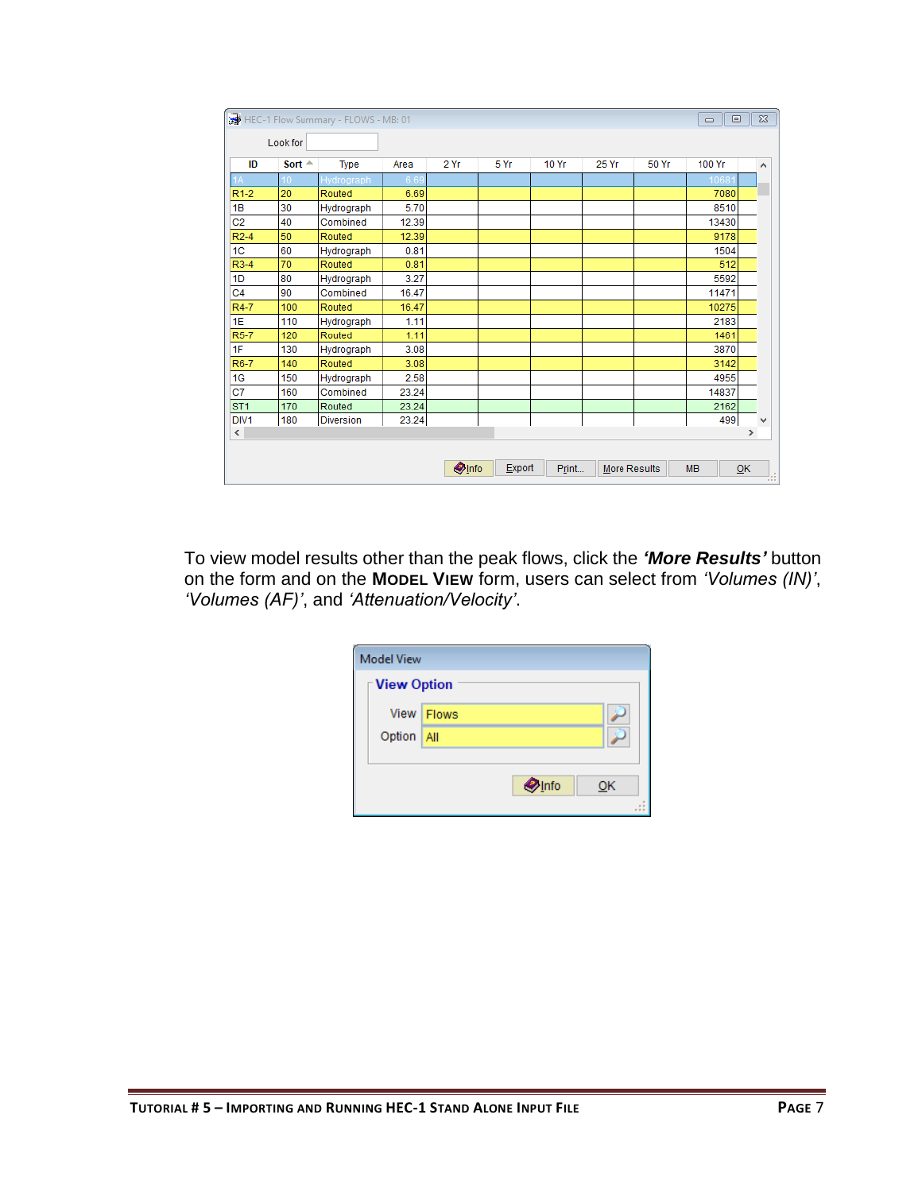HEC-1 Flow Summary - FLOWS - MB: 01

Look for

| ID | Sort | Type | Area | 2 Yr | 5 Yr | 10 Yr | 25 Yr | 50 Yr | 100 Yr |
|---|---|---|---|---|---|---|---|---|---|
| 1A | 10 | Hydrograph | 6.69 | | | | | | 10681 |
| R1-2 | 20 | Routed | 6.69 | | | | | | 7080 |
| 1B | 30 | Hydrograph | 5.70 | | | | | | 8510 |
| C2 | 40 | Combined | 12.39 | | | | | | 13430 |
| R2-4 | 50 | Routed | 12.39 | | | | | | 9178 |
| 1C | 60 | Hydrograph | 0.81 | | | | | | 1504 |
| R3-4 | 70 | Routed | 0.81 | | | | | | 512 |
| 1D | 80 | Hydrograph | 3.27 | | | | | | 5592 |
| C4 | 90 | Combined | 16.47 | | | | | | 11471 |
| R4-7 | 100 | Routed | 16.47 | | | | | | 10275 |
| 1E | 110 | Hydrograph | 1.11 | | | | | | 2183 |
| R5-7 | 120 | Routed | 1.11 | | | | | | 1461 |
| 1F | 130 | Hydrograph | 3.08 | | | | | | 3870 |
| R6-7 | 140 | Routed | 3.08 | | | | | | 3142 |
| 1G | 150 | Hydrograph | 2.58 | | | | | | 4955 |
| C7 | 160 | Combined | 23.24 | | | | | | 14837 |
| ST1 | 170 | Routed | 23.24 | | | | | | 2162 |
| DIV1 | 180 | Diversion | 23.24 | | | | | | 499 |

Info | Export | Print... | More Results | MB | OK

To view model results other than the peak flows, click the ***'More Results'*** button on the form and on the **MODEL VIEW** form, users can select from *'Volumes (IN)'*, *'Volumes (AF)'*, and *'Attenuation/Velocity'*.

Model View

**View Option**

View: Flows

Option: All

Info | OK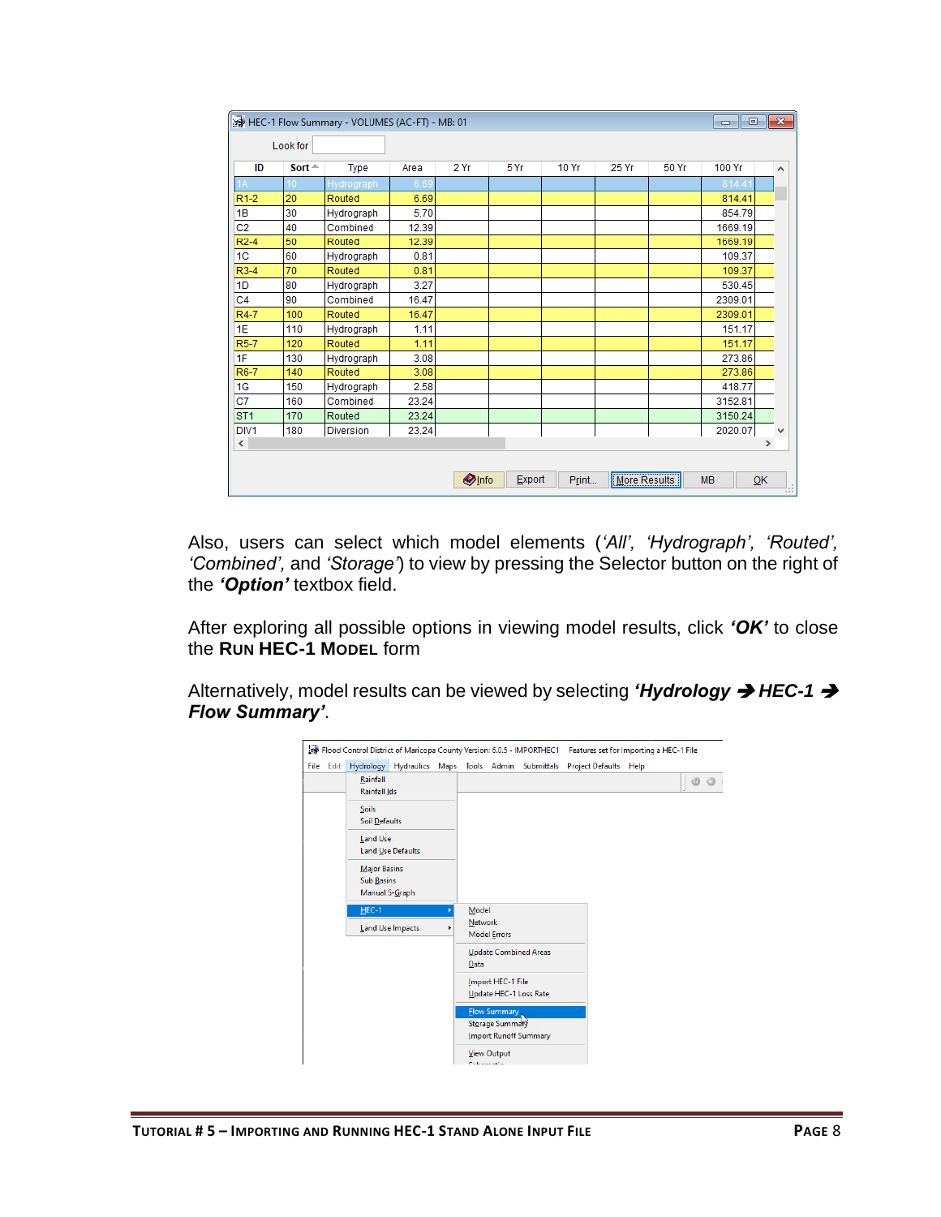HEC-1 Flow Summary - VOLUMES (AC-FT) - MB: 01

Look for

| ID | Sort | Type | Area | 2 Yr | 5 Yr | 10 Yr | 25 Yr | 50 Yr | 100 Yr |
|---|---|---|---|---|---|---|---|---|---|
| 1A | 10 | Hydrograph | 6.69 | | | | | | 814.41 |
| R1-2 | 20 | Routed | 6.69 | | | | | | 814.41 |
| 1B | 30 | Hydrograph | 5.70 | | | | | | 854.79 |
| C2 | 40 | Combined | 12.39 | | | | | | 1669.19 |
| R2-4 | 50 | Routed | 12.39 | | | | | | 1669.19 |
| 1C | 60 | Hydrograph | 0.81 | | | | | | 109.37 |
| R3-4 | 70 | Routed | 0.81 | | | | | | 109.37 |
| 1D | 80 | Hydrograph | 3.27 | | | | | | 530.45 |
| C4 | 90 | Combined | 16.47 | | | | | | 2309.01 |
| R4-7 | 100 | Routed | 16.47 | | | | | | 2309.01 |
| 1E | 110 | Hydrograph | 1.11 | | | | | | 151.17 |
| R5-7 | 120 | Routed | 1.11 | | | | | | 151.17 |
| 1F | 130 | Hydrograph | 3.08 | | | | | | 273.86 |
| R6-7 | 140 | Routed | 3.08 | | | | | | 273.86 |
| 1G | 150 | Hydrograph | 2.58 | | | | | | 418.77 |
| C7 | 160 | Combined | 23.24 | | | | | | 3152.81 |
| ST1 | 170 | Routed | 23.24 | | | | | | 3150.24 |
| DIV1 | 180 | Diversion | 23.24 | | | | | | 2020.07 |

Info | Export | Print... | More Results | MB | OK

Also, users can select which model elements (*'All', 'Hydrograph', 'Routed', 'Combined',* and *'Storage'*) to view by pressing the Selector button on the right of the ***'Option'*** textbox field.

After exploring all possible options in viewing model results, click ***'OK'*** to close the **RUN HEC-1 MODEL** form

Alternatively, model results can be viewed by selecting ***'Hydrology → HEC-1 → Flow Summary'***.

Flood Control District of Maricopa County Version: 6.0.5 - IMPORTHEC1 Features set for Importing a HEC-1 File

File Edit Hydrology Hydraulics Maps Tools Admin Submittals Project Defaults Help

- Rainfall
- Rainfall Ids
- Soils
- Soil Defaults
- Land Use
- Land Use Defaults
- Major Basins
- Sub Basins
- Manual S-Graph
- HEC-1
  - Model
  - Network
  - Model Errors
  - Update Combined Areas
  - Data
  - Import HEC-1 File
  - Update HEC-1 Loss Rate
  - Flow Summary
  - Storage Summary
  - Import Runoff Summary
  - View Output
- Land Use Impacts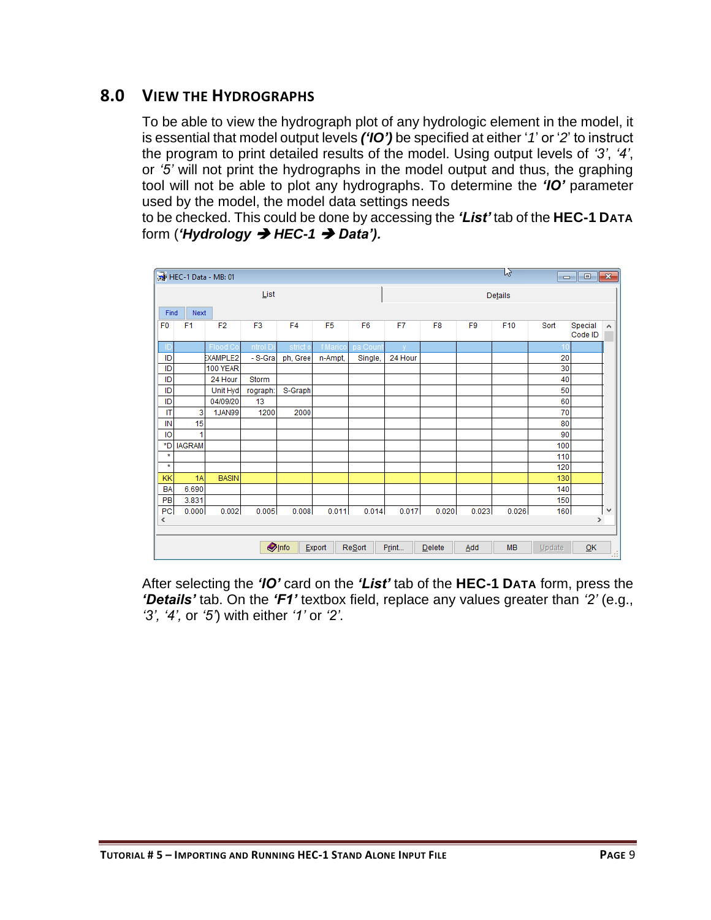## 8.0 VIEW THE HYDROGRAPHS

To be able to view the hydrograph plot of any hydrologic element in the model, it is essential that model output levels ***('IO')*** be specified at either '*1*' or '*2*' to instruct the program to print detailed results of the model. Using output levels of *'3'*, *'4'*, or *'5'* will not print the hydrographs in the model output and thus, the graphing tool will not be able to plot any hydrographs. To determine the ***'IO'*** parameter used by the model, the model data settings needs to be checked. This could be done by accessing the ***'List'*** tab of the **HEC-1 DATA** form (***'Hydrology ➔ HEC-1 ➔ Data').***

HEC-1 Data - MB: 01

List | Details

Find | Next

| F0 | F1 | F2 | F3 | F4 | F5 | F6 | F7 | F8 | F9 | F10 | Sort | Special Code ID |
|---|---|---|---|---|---|---|---|---|---|---|---|---|
| ID | | Flood Co | ntrol Di | strict o | f Marico | pa Count | y | | | | 10 | |
| ID | | EXAMPLE2 | - S-Gra | ph, Gree | n-Ampt, | Single, | 24 Hour | | | | 20 | |
| ID | | 100 YEAR | | | | | | | | | 30 | |
| ID | | 24 Hour | Storm | | | | | | | | 40 | |
| ID | | Unit Hyd | rograph: | S-Graph | | | | | | | 50 | |
| ID | | 04/09/20 | 13 | | | | | | | | 60 | |
| IT | 3 | 1JAN99 | 1200 | 2000 | | | | | | | 70 | |
| IN | 15 | | | | | | | | | | 80 | |
| IO | 1 | | | | | | | | | | 90 | |
| *D | IAGRAM | | | | | | | | | | 100 | |
| * | | | | | | | | | | | 110 | |
| * | | | | | | | | | | | 120 | |
| KK | 1A | BASIN | | | | | | | | | 130 | |
| BA | 6.690 | | | | | | | | | | 140 | |
| PB | 3.831 | | | | | | | | | | 150 | |
| PC | 0.000 | 0.002 | 0.005 | 0.008 | 0.011 | 0.014 | 0.017 | 0.020 | 0.023 | 0.026 | 160 | |

Info | Export | ReSort | Print... | Delete | Add | MB | Update | OK

After selecting the ***'IO'*** card on the ***'List'*** tab of the **HEC-1 DATA** form, press the ***'Details'*** tab. On the ***'F1'*** textbox field, replace any values greater than *'2'* (e.g., *'3', '4',* or *'5'*) with either *'1'* or *'2'*.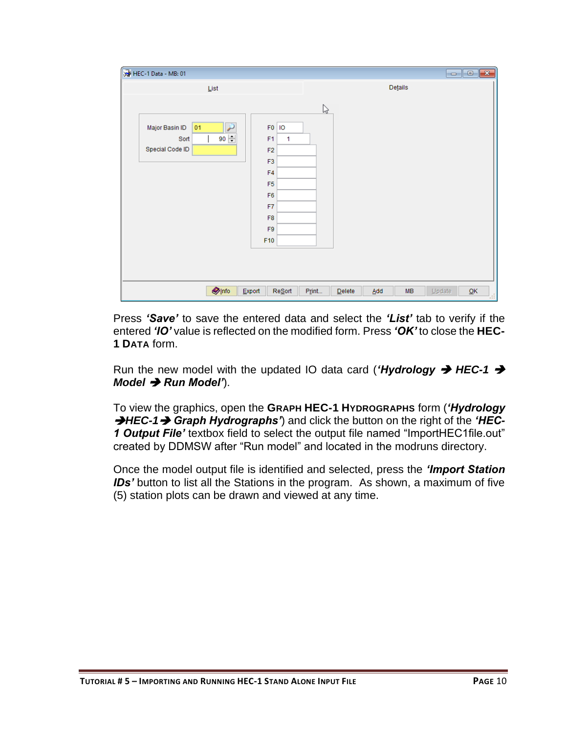Press ***'Save'*** to save the entered data and select the ***'List'*** tab to verify if the entered ***'IO'*** value is reflected on the modified form. Press ***'OK'*** to close the **HEC-1 DATA** form.

Run the new model with the updated IO data card (***'Hydrology ➔ HEC-1 ➔ Model ➔ Run Model'***).

To view the graphics, open the **GRAPH HEC-1 HYDROGRAPHS** form (***'Hydrology ➔HEC-1➔ Graph Hydrographs'***) and click the button on the right of the ***'HEC-1 Output File'*** textbox field to select the output file named "ImportHEC1file.out" created by DDMSW after "Run model" and located in the modruns directory.

Once the model output file is identified and selected, press the ***'Import Station IDs'*** button to list all the Stations in the program. As shown, a maximum of five (5) station plots can be drawn and viewed at any time.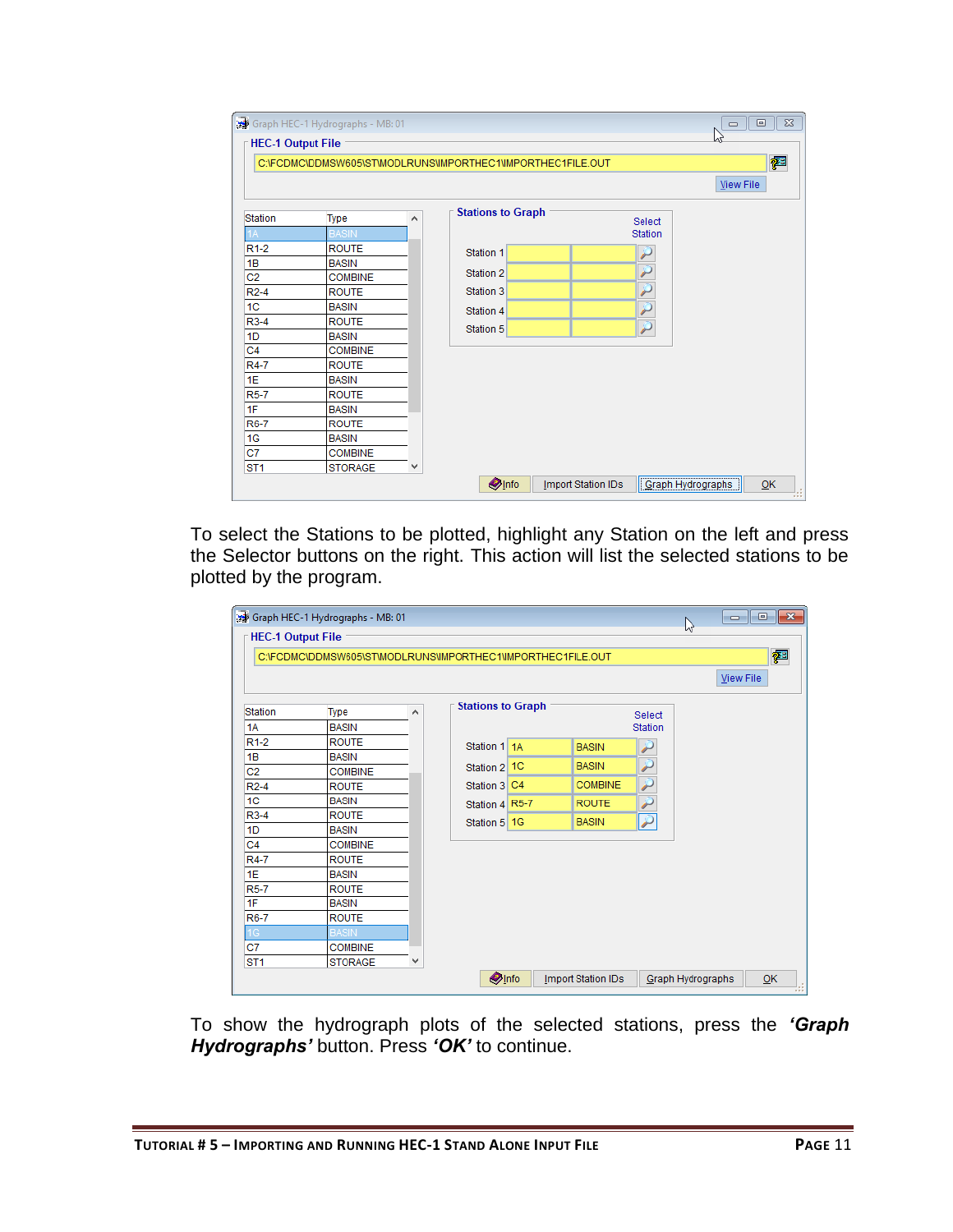To select the Stations to be plotted, highlight any Station on the left and press the Selector buttons on the right. This action will list the selected stations to be plotted by the program.

To show the hydrograph plots of the selected stations, press the ***'Graph Hydrographs'*** button. Press ***'OK'*** to continue.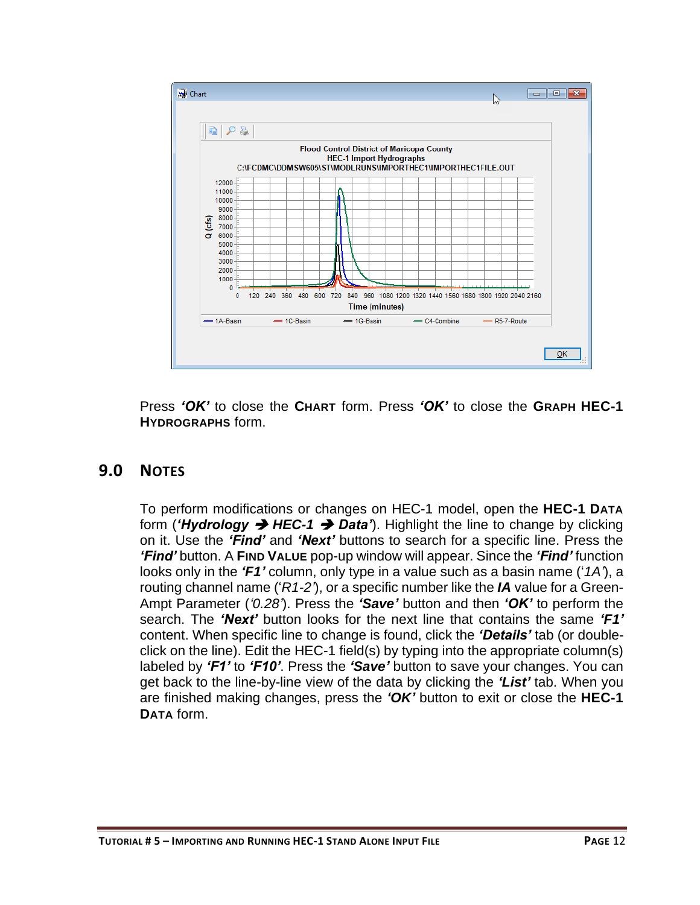Press ***'OK'*** to close the **CHART** form. Press ***'OK'*** to close the **GRAPH HEC-1 HYDROGRAPHS** form.

## 9.0 NOTES

To perform modifications or changes on HEC-1 model, open the **HEC-1 DATA** form (***'Hydrology ➔ HEC-1 ➔ Data'***). Highlight the line to change by clicking on it. Use the ***'Find'*** and ***'Next'*** buttons to search for a specific line. Press the ***'Find'*** button. A **FIND VALUE** pop-up window will appear. Since the ***'Find'*** function looks only in the ***'F1'*** column, only type in a value such as a basin name (*'1A'*), a routing channel name (*'R1-2'*), or a specific number like the ***IA*** value for a Green-Ampt Parameter (*'0.28'*). Press the ***'Save'*** button and then ***'OK'*** to perform the search. The ***'Next'*** button looks for the next line that contains the same ***'F1'*** content. When specific line to change is found, click the ***'Details'*** tab (or double-click on the line). Edit the HEC-1 field(s) by typing into the appropriate column(s) labeled by ***'F1'*** to ***'F10'***. Press the ***'Save'*** button to save your changes. You can get back to the line-by-line view of the data by clicking the ***'List'*** tab. When you are finished making changes, press the ***'OK'*** button to exit or close the **HEC-1 DATA** form.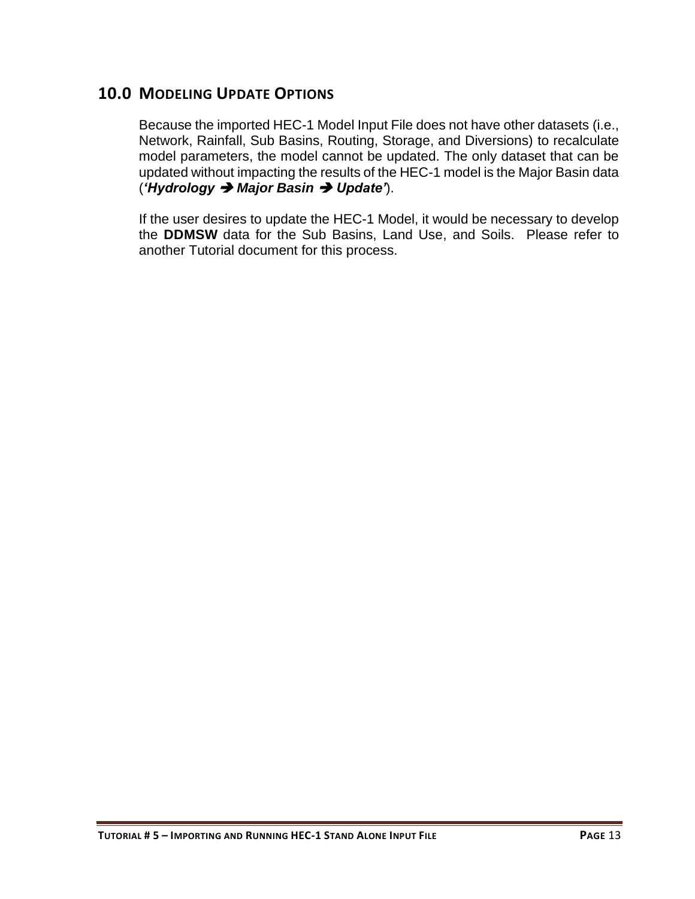## 10.0 MODELING UPDATE OPTIONS

Because the imported HEC-1 Model Input File does not have other datasets (i.e., Network, Rainfall, Sub Basins, Routing, Storage, and Diversions) to recalculate model parameters, the model cannot be updated. The only dataset that can be updated without impacting the results of the HEC-1 model is the Major Basin data (***'Hydrology ➔ Major Basin ➔ Update'***).

If the user desires to update the HEC-1 Model, it would be necessary to develop the **DDMSW** data for the Sub Basins, Land Use, and Soils. Please refer to another Tutorial document for this process.